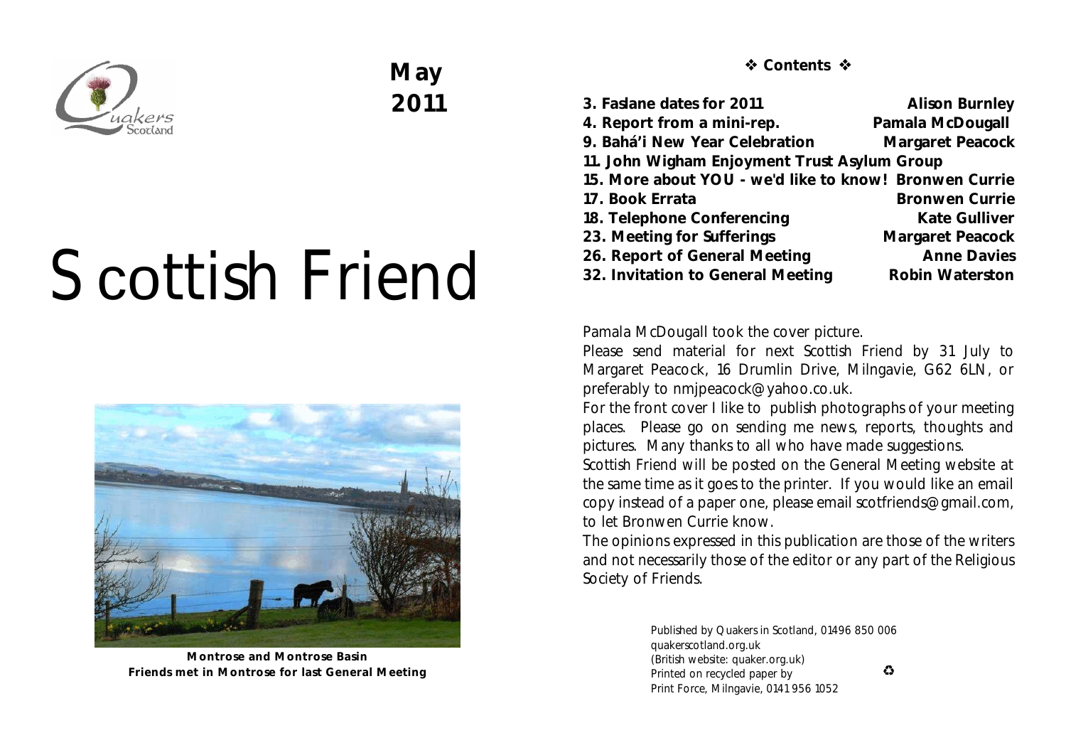May 2011

# Scottish Friend

**Montrose and Montrose Basin**
**Friends met in Montrose for last General Meeting**

## ❖ Contents ❖

| | |
|---|---|
| **3. Faslane dates for 2011** | **Alison Burnley** |
| **4. Report from a mini-rep.** | **Pamala McDougall** |
| **9. Bahá'i New Year Celebration** | **Margaret Peacock** |
| **11. John Wigham Enjoyment Trust Asylum Group** | |
| **15. More about YOU - we'd like to know!** | **Bronwen Currie** |
| **17. Book Errata** | **Bronwen Currie** |
| **18. Telephone Conferencing** | **Kate Gulliver** |
| **23. Meeting for Sufferings** | **Margaret Peacock** |
| **26. Report of General Meeting** | **Anne Davies** |
| **32. Invitation to General Meeting** | **Robin Waterston** |

Pamala McDougall took the cover picture.

Please send material for next Scottish Friend by 31 July to Margaret Peacock, 16 Drumlin Drive, Milngavie, G62 6LN, or preferably to nmjpeacock@yahoo.co.uk.

For the front cover I like to publish photographs of your meeting places. Please go on sending me news, reports, thoughts and pictures. Many thanks to all who have made suggestions.

Scottish Friend will be posted on the General Meeting website at the same time as it goes to the printer. If you would like an email copy instead of a paper one, please email scotfriends@gmail.com, to let Bronwen Currie know.

The opinions expressed in this publication are those of the writers and not necessarily those of the editor or any part of the Religious Society of Friends.

Published by Quakers in Scotland, 01496 850 006
quakerscotland.org.uk
(British website: quaker.org.uk)
Printed on recycled paper by
Print Force, Milngavie, 0141 956 1052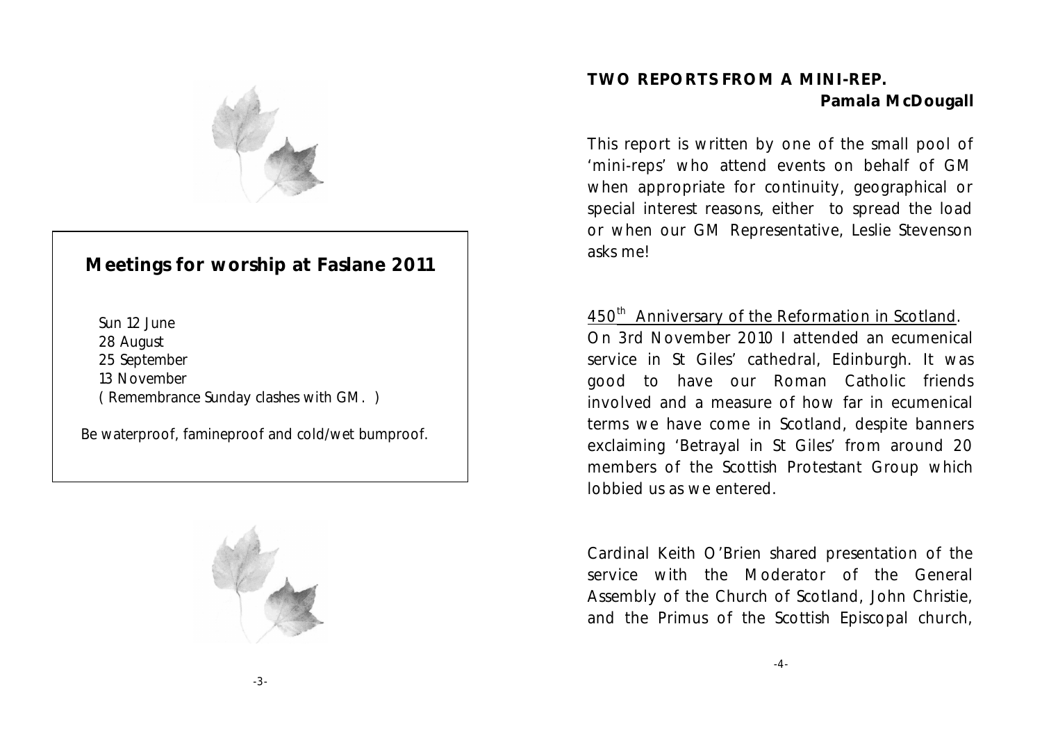## Meetings for worship at Faslane 2011

Sun 12 June
28 August
25 September
13 November
( Remembrance Sunday clashes with GM. )

Be waterproof, famineproof and cold/wet bumproof.

## TWO REPORTS FROM A MINI-REP.

**Pamala McDougall**

This report is written by one of the small pool of 'mini-reps' who attend events on behalf of GM when appropriate for continuity, geographical or special interest reasons, either to spread the load or when our GM Representative, Leslie Stevenson asks me!

<u>450th Anniversary of the Reformation in Scotland</u>. On 3rd November 2010 I attended an ecumenical service in St Giles' cathedral, Edinburgh. It was good to have our Roman Catholic friends involved and a measure of how far in ecumenical terms we have come in Scotland, despite banners exclaiming 'Betrayal in St Giles' from around 20 members of the Scottish Protestant Group which lobbied us as we entered.

Cardinal Keith O'Brien shared presentation of the service with the Moderator of the General Assembly of the Church of Scotland, John Christie, and the Primus of the Scottish Episcopal church,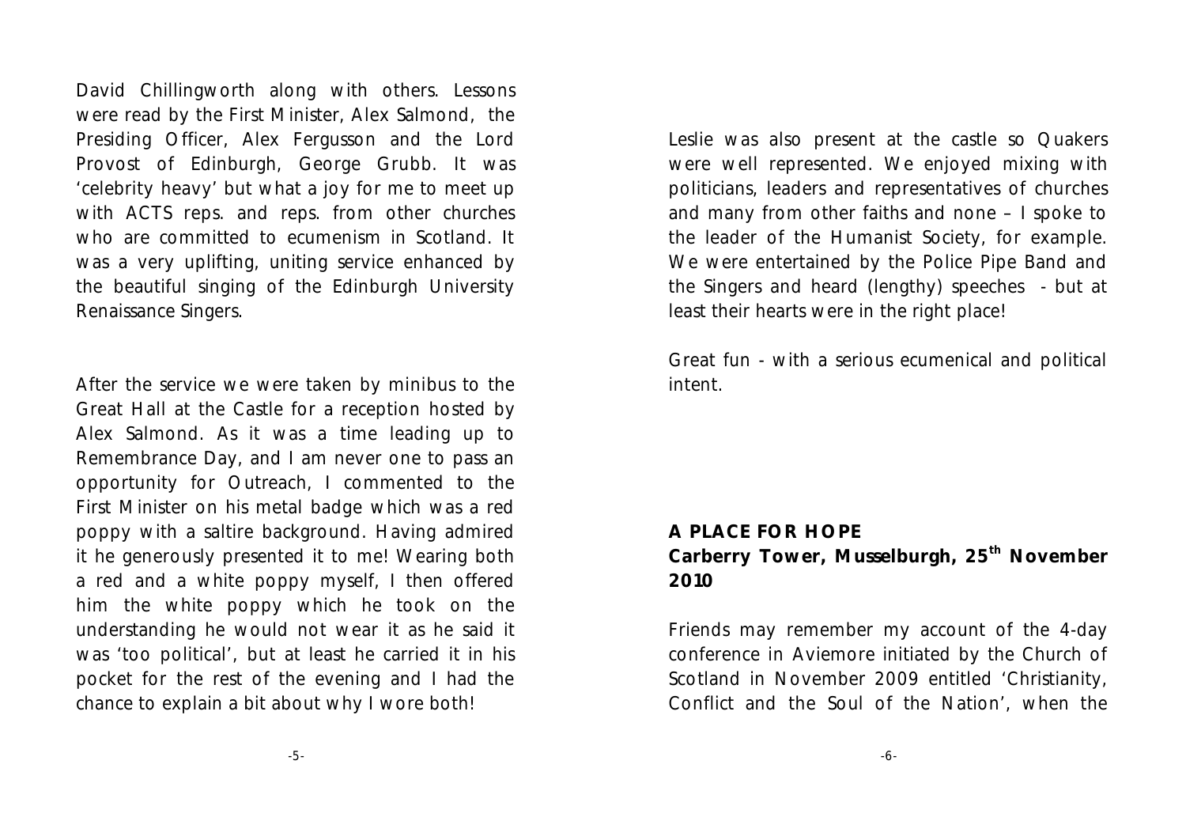David Chillingworth along with others. Lessons were read by the First Minister, Alex Salmond, the Presiding Officer, Alex Fergusson and the Lord Provost of Edinburgh, George Grubb. It was 'celebrity heavy' but what a joy for me to meet up with ACTS reps. and reps. from other churches who are committed to ecumenism in Scotland. It was a very uplifting, uniting service enhanced by the beautiful singing of the Edinburgh University Renaissance Singers.

After the service we were taken by minibus to the Great Hall at the Castle for a reception hosted by Alex Salmond. As it was a time leading up to Remembrance Day, and I am never one to pass an opportunity for Outreach, I commented to the First Minister on his metal badge which was a red poppy with a saltire background. Having admired it he generously presented it to me! Wearing both a red and a white poppy myself, I then offered him the white poppy which he took on the understanding he would not wear it as he said it was 'too political', but at least he carried it in his pocket for the rest of the evening and I had the chance to explain a bit about why I wore both!

Leslie was also present at the castle so Quakers were well represented. We enjoyed mixing with politicians, leaders and representatives of churches and many from other faiths and none – I spoke to the leader of the Humanist Society, for example. We were entertained by the Police Pipe Band and the Singers and heard (lengthy) speeches - but at least their hearts were in the right place!

Great fun - with a serious ecumenical and political intent.

## A PLACE FOR HOPE
**Carberry Tower, Musselburgh, 25th November 2010**

Friends may remember my account of the 4-day conference in Aviemore initiated by the Church of Scotland in November 2009 entitled 'Christianity, Conflict and the Soul of the Nation', when the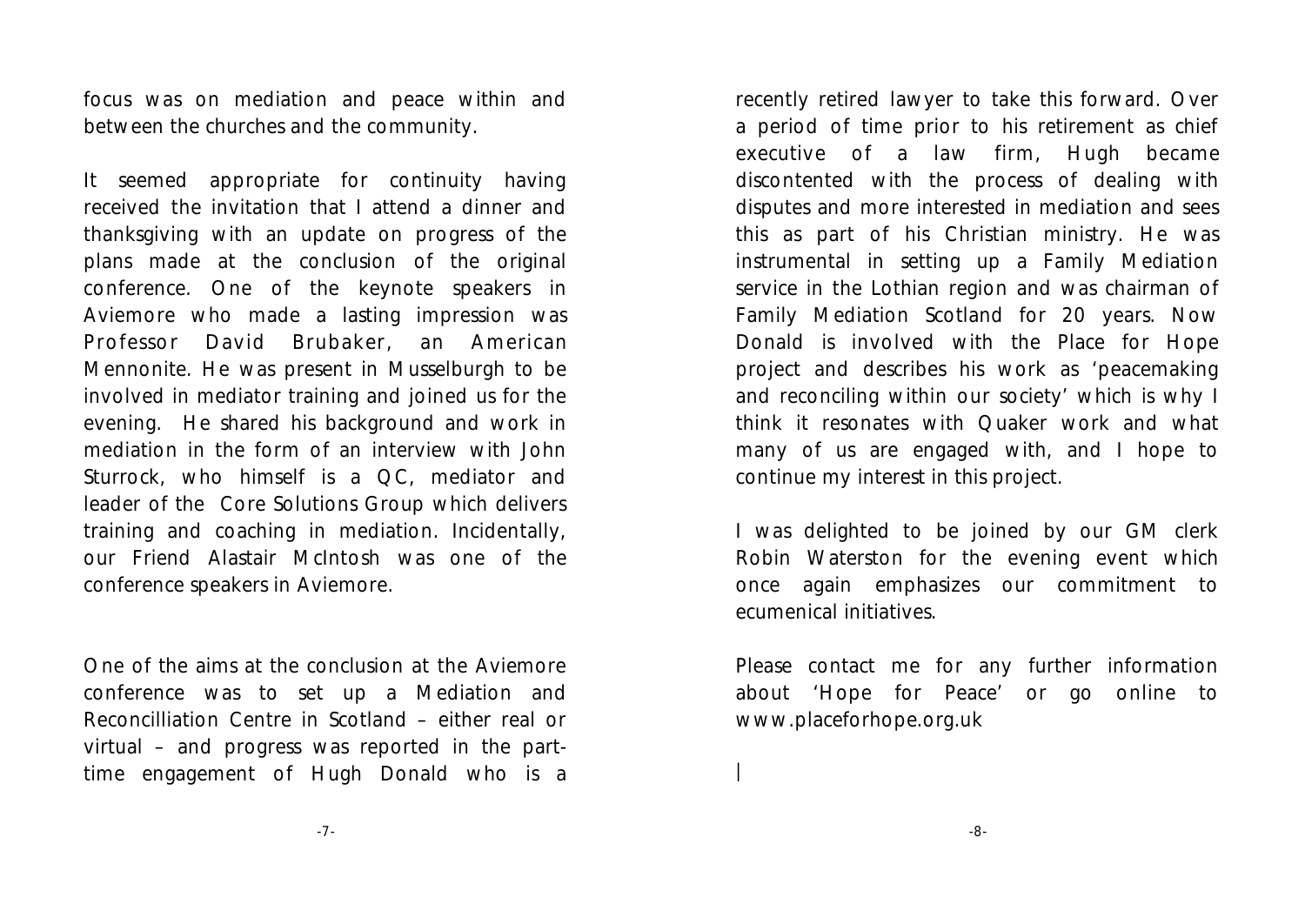focus was on mediation and peace within and between the churches and the community.

It seemed appropriate for continuity having received the invitation that I attend a dinner and thanksgiving with an update on progress of the plans made at the conclusion of the original conference. One of the keynote speakers in Aviemore who made a lasting impression was Professor David Brubaker, an American Mennonite. He was present in Musselburgh to be involved in mediator training and joined us for the evening. He shared his background and work in mediation in the form of an interview with John Sturrock, who himself is a QC, mediator and leader of the Core Solutions Group which delivers training and coaching in mediation. Incidentally, our Friend Alastair McIntosh was one of the conference speakers in Aviemore.

One of the aims at the conclusion at the Aviemore conference was to set up a Mediation and Reconcilliation Centre in Scotland – either real or virtual – and progress was reported in the part-time engagement of Hugh Donald who is a recently retired lawyer to take this forward. Over a period of time prior to his retirement as chief executive of a law firm, Hugh became discontented with the process of dealing with disputes and more interested in mediation and sees this as part of his Christian ministry. He was instrumental in setting up a Family Mediation service in the Lothian region and was chairman of Family Mediation Scotland for 20 years. Now Donald is involved with the Place for Hope project and describes his work as 'peacemaking and reconciling within our society' which is why I think it resonates with Quaker work and what many of us are engaged with, and I hope to continue my interest in this project.

I was delighted to be joined by our GM clerk Robin Waterston for the evening event which once again emphasizes our commitment to ecumenical initiatives.

Please contact me for any further information about 'Hope for Peace' or go online to www.placeforhope.org.uk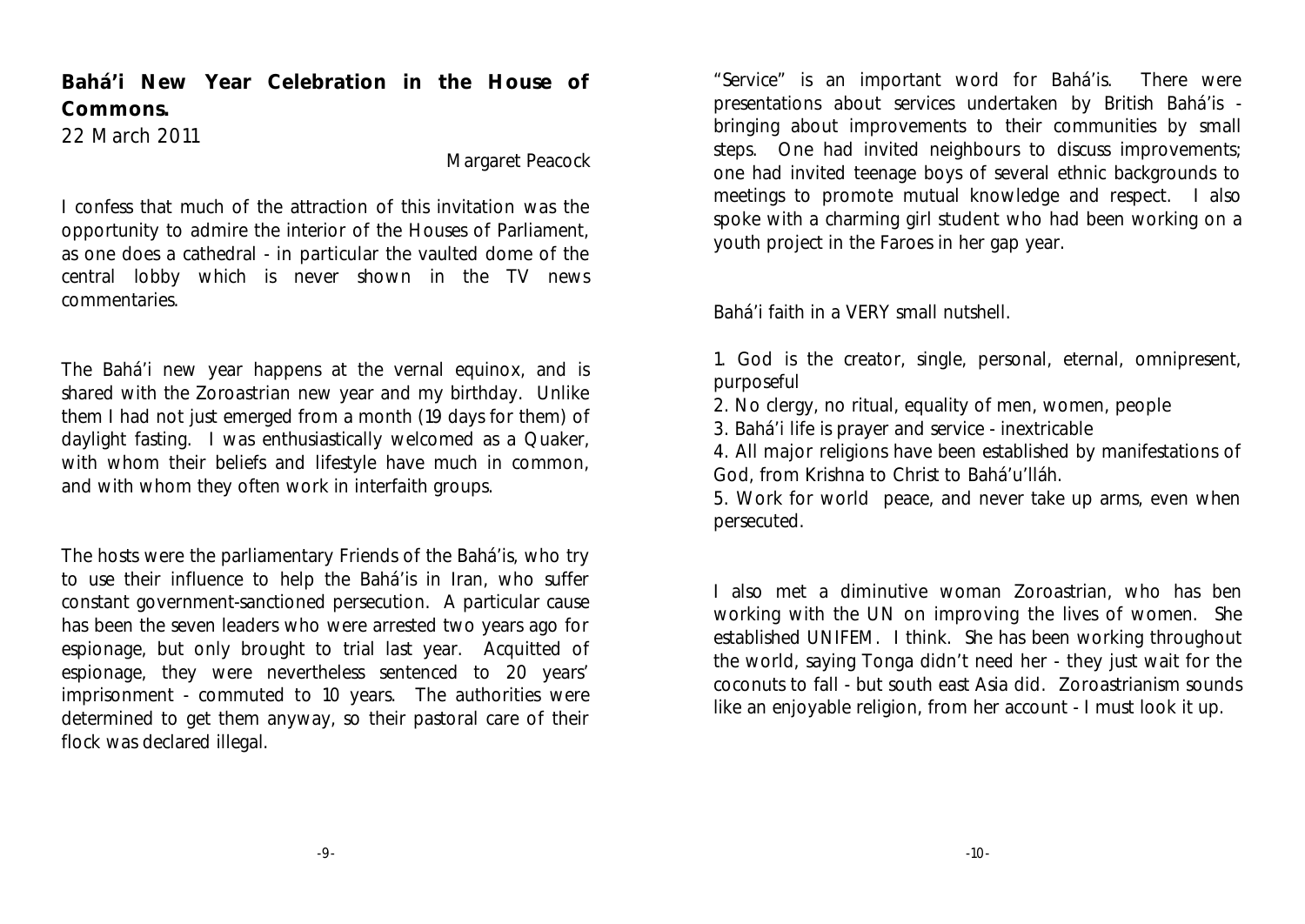## Bahá'i New Year Celebration in the House of Commons.

22 March 2011

Margaret Peacock

I confess that much of the attraction of this invitation was the opportunity to admire the interior of the Houses of Parliament, as one does a cathedral - in particular the vaulted dome of the central lobby which is never shown in the TV news commentaries.

The Bahá'i new year happens at the vernal equinox, and is shared with the Zoroastrian new year and my birthday. Unlike them I had not just emerged from a month (19 days for them) of daylight fasting. I was enthusiastically welcomed as a Quaker, with whom their beliefs and lifestyle have much in common, and with whom they often work in interfaith groups.

The hosts were the parliamentary Friends of the Bahá'is, who try to use their influence to help the Bahá'is in Iran, who suffer constant government-sanctioned persecution. A particular cause has been the seven leaders who were arrested two years ago for espionage, but only brought to trial last year. Acquitted of espionage, they were nevertheless sentenced to 20 years' imprisonment - commuted to 10 years. The authorities were determined to get them anyway, so their pastoral care of their flock was declared illegal.

"Service" is an important word for Bahá'is. There were presentations about services undertaken by British Bahá'is - bringing about improvements to their communities by small steps. One had invited neighbours to discuss improvements; one had invited teenage boys of several ethnic backgrounds to meetings to promote mutual knowledge and respect. I also spoke with a charming girl student who had been working on a youth project in the Faroes in her gap year.

Bahá'i faith in a VERY small nutshell.

1. God is the creator, single, personal, eternal, omnipresent, purposeful
2. No clergy, no ritual, equality of men, women, people
3. Bahá'i life is prayer and service - inextricable
4. All major religions have been established by manifestations of God, from Krishna to Christ to Bahá'u'lláh.
5. Work for world peace, and never take up arms, even when persecuted.

I also met a diminutive woman Zoroastrian, who has ben working with the UN on improving the lives of women. She established UNIFEM. I think. She has been working throughout the world, saying Tonga didn't need her - they just wait for the coconuts to fall - but south east Asia did. Zoroastrianism sounds like an enjoyable religion, from her account - I must look it up.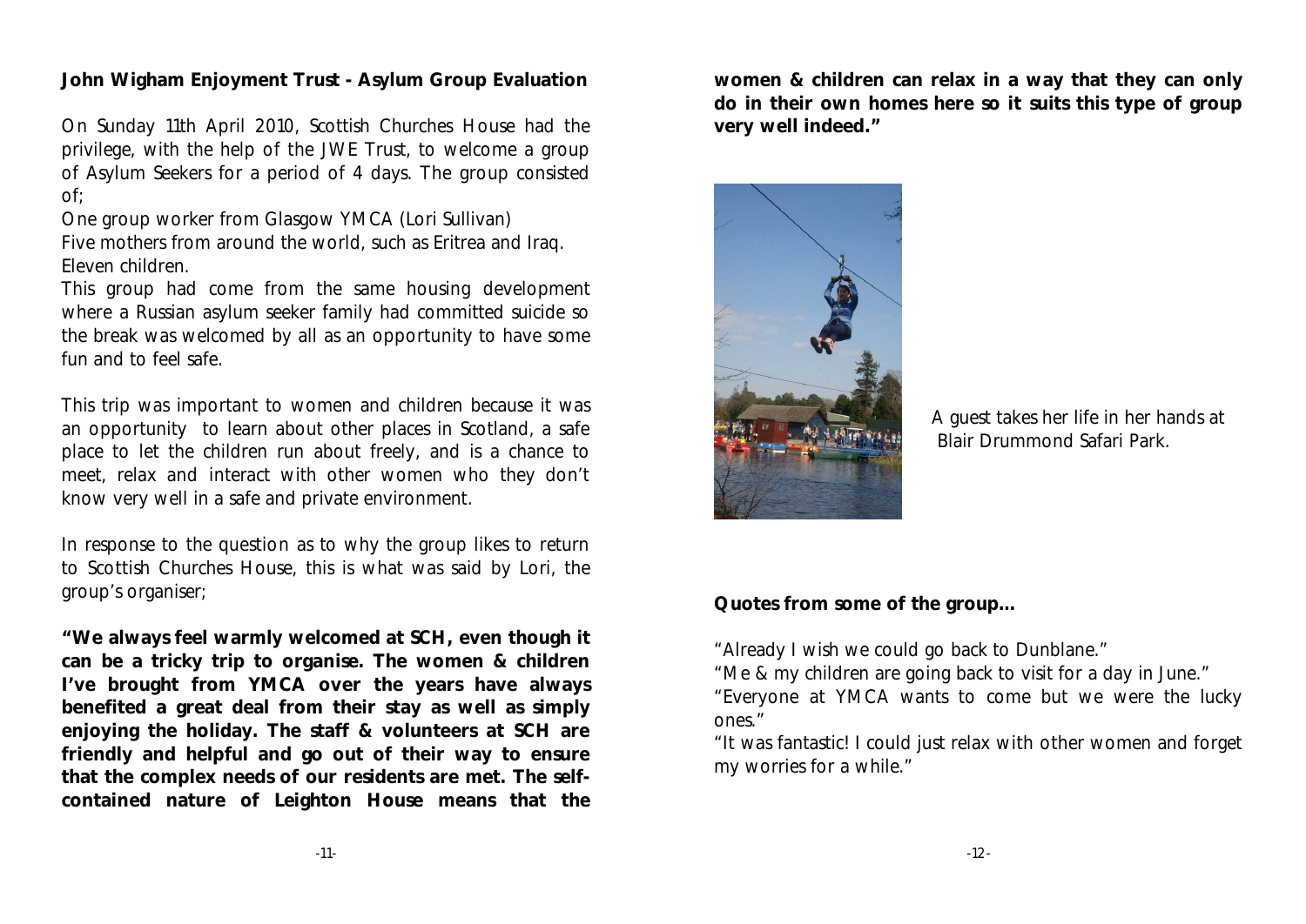**John Wigham Enjoyment Trust - Asylum Group Evaluation**

On Sunday 11th April 2010, Scottish Churches House had the privilege, with the help of the JWE Trust, to welcome a group of Asylum Seekers for a period of 4 days. The group consisted of;

One group worker from Glasgow YMCA (Lori Sullivan)
Five mothers from around the world, such as Eritrea and Iraq.
Eleven children.

This group had come from the same housing development where a Russian asylum seeker family had committed suicide so the break was welcomed by all as an opportunity to have some fun and to feel safe.

This trip was important to women and children because it was an opportunity to learn about other places in Scotland, a safe place to let the children run about freely, and is a chance to meet, relax and interact with other women who they don't know very well in a safe and private environment.

In response to the question as to why the group likes to return to Scottish Churches House, this is what was said by Lori, the group's organiser;

**"We always feel warmly welcomed at SCH, even though it can be a tricky trip to organise. The women & children I've brought from YMCA over the years have always benefited a great deal from their stay as well as simply enjoying the holiday. The staff & volunteers at SCH are friendly and helpful and go out of their way to ensure that the complex needs of our residents are met. The self-contained nature of Leighton House means that the women & children can relax in a way that they can only do in their own homes here so it suits this type of group very well indeed."**

A guest takes her life in her hands at Blair Drummond Safari Park.

**Quotes from some of the group...**

"Already I wish we could go back to Dunblane."
"Me & my children are going back to visit for a day in June."
"Everyone at YMCA wants to come but we were the lucky ones."
"It was fantastic! I could just relax with other women and forget my worries for a while."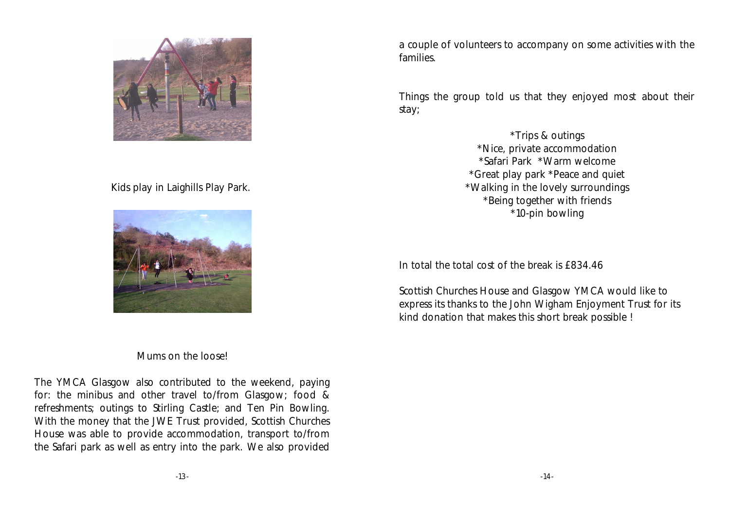Kids play in Laighills Play Park.

Mums on the loose!

The YMCA Glasgow also contributed to the weekend, paying for: the minibus and other travel to/from Glasgow; food & refreshments; outings to Stirling Castle; and Ten Pin Bowling. With the money that the JWE Trust provided, Scottish Churches House was able to provide accommodation, transport to/from the Safari park as well as entry into the park. We also provided a couple of volunteers to accompany on some activities with the families.

Things the group told us that they enjoyed most about their stay;

*Trips & outings
*Nice, private accommodation
*Safari Park *Warm welcome
*Great play park *Peace and quiet
*Walking in the lovely surroundings
*Being together with friends
*10-pin bowling

In total the total cost of the break is £834.46

Scottish Churches House and Glasgow YMCA would like to express its thanks to the John Wigham Enjoyment Trust for its kind donation that makes this short break possible !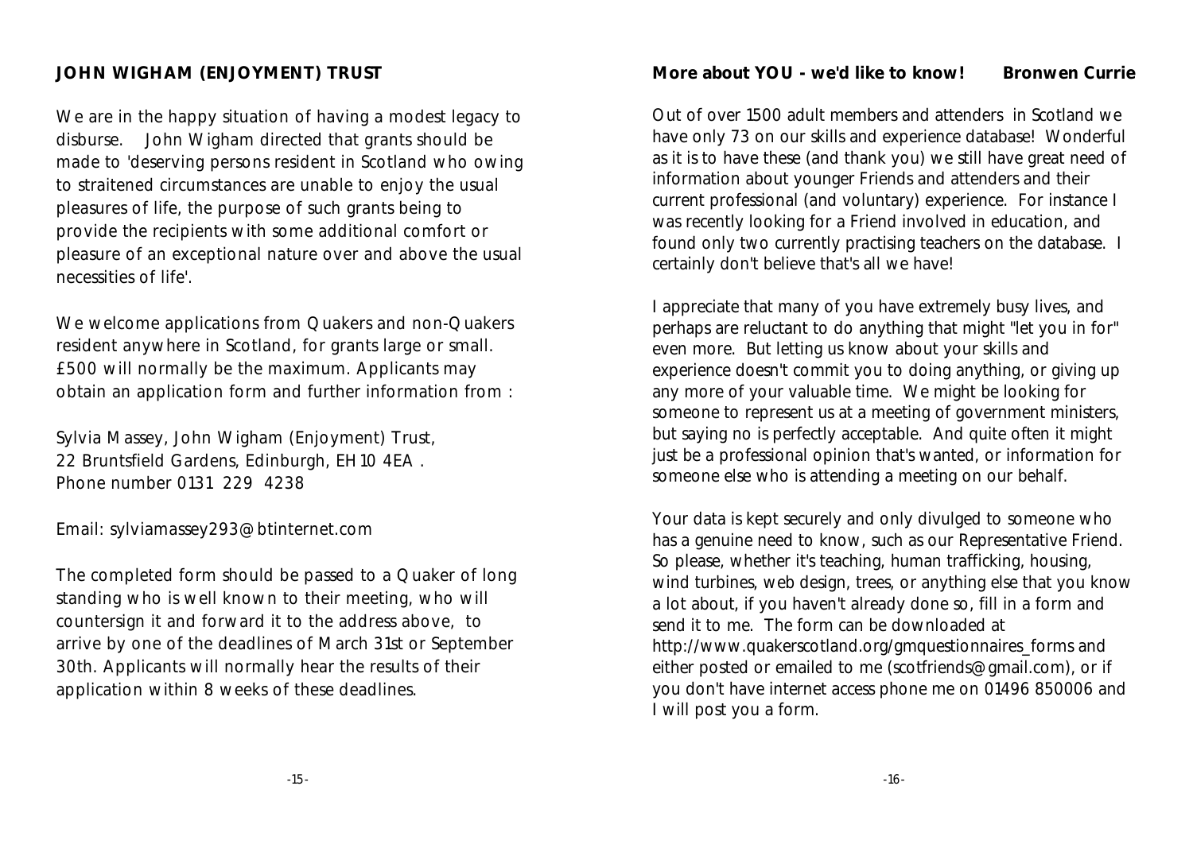## JOHN WIGHAM (ENJOYMENT) TRUST

We are in the happy situation of having a modest legacy to disburse. John Wigham directed that grants should be made to 'deserving persons resident in Scotland who owing to straitened circumstances are unable to enjoy the usual pleasures of life, the purpose of such grants being to provide the recipients with some additional comfort or pleasure of an exceptional nature over and above the usual necessities of life'.

We welcome applications from Quakers and non-Quakers resident anywhere in Scotland, for grants large or small. £500 will normally be the maximum. Applicants may obtain an application form and further information from :

Sylvia Massey, John Wigham (Enjoyment) Trust,
22 Bruntsfield Gardens, Edinburgh, EH10 4EA .
Phone number 0131 229 4238

Email: sylviamassey293@btinternet.com

The completed form should be passed to a Quaker of long standing who is well known to their meeting, who will countersign it and forward it to the address above, to arrive by one of the deadlines of March 31st or September 30th. Applicants will normally hear the results of their application within 8 weeks of these deadlines.

## More about YOU - we'd like to know! — Bronwen Currie

Out of over 1500 adult members and attenders in Scotland we have only 73 on our skills and experience database! Wonderful as it is to have these (and thank you) we still have great need of information about younger Friends and attenders and their current professional (and voluntary) experience. For instance I was recently looking for a Friend involved in education, and found only two currently practising teachers on the database. I certainly don't believe that's all we have!

I appreciate that many of you have extremely busy lives, and perhaps are reluctant to do anything that might "let you in for" even more. But letting us know about your skills and experience doesn't commit you to doing anything, or giving up any more of your valuable time. We might be looking for someone to represent us at a meeting of government ministers, but saying no is perfectly acceptable. And quite often it might just be a professional opinion that's wanted, or information for someone else who is attending a meeting on our behalf.

Your data is kept securely and only divulged to someone who has a genuine need to know, such as our Representative Friend. So please, whether it's teaching, human trafficking, housing, wind turbines, web design, trees, or anything else that you know a lot about, if you haven't already done so, fill in a form and send it to me. The form can be downloaded at http://www.quakerscotland.org/gmquestionnaires_forms and either posted or emailed to me (scotfriends@gmail.com), or if you don't have internet access phone me on 01496 850006 and I will post you a form.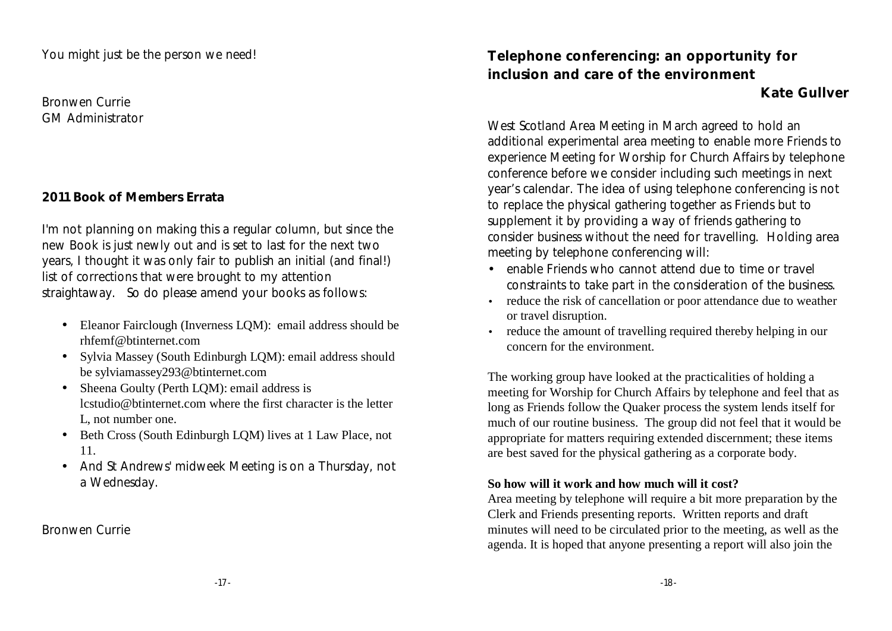You might just be the person we need!

Bronwen Currie
GM Administrator

**2011 Book of Members Errata**

I'm not planning on making this a regular column, but since the new Book is just newly out and is set to last for the next two years, I thought it was only fair to publish an initial (and final!) list of corrections that were brought to my attention straightaway. So do please amend your books as follows:

- Eleanor Fairclough (Inverness LQM): email address should be rhfemf@btinternet.com
- Sylvia Massey (South Edinburgh LQM): email address should be sylviamassey293@btinternet.com
- Sheena Goulty (Perth LQM): email address is lcstudio@btinternet.com where the first character is the letter L, not number one.
- Beth Cross (South Edinburgh LQM) lives at 1 Law Place, not 11.
- And St Andrews' midweek Meeting is on a Thursday, not a Wednesday.

Bronwen Currie

## Telephone conferencing: an opportunity for inclusion and care of the environment

**Kate Gullver**

West Scotland Area Meeting in March agreed to hold an additional experimental area meeting to enable more Friends to experience Meeting for Worship for Church Affairs by telephone conference before we consider including such meetings in next year's calendar. The idea of using telephone conferencing is not to replace the physical gathering together as Friends but to supplement it by providing a way of friends gathering to consider business without the need for travelling. Holding area meeting by telephone conferencing will:

- enable Friends who cannot attend due to time or travel constraints to take part in the consideration of the business.
- reduce the risk of cancellation or poor attendance due to weather or travel disruption.
- reduce the amount of travelling required thereby helping in our concern for the environment.

The working group have looked at the practicalities of holding a meeting for Worship for Church Affairs by telephone and feel that as long as Friends follow the Quaker process the system lends itself for much of our routine business. The group did not feel that it would be appropriate for matters requiring extended discernment; these items are best saved for the physical gathering as a corporate body.

**So how will it work and how much will it cost?**

Area meeting by telephone will require a bit more preparation by the Clerk and Friends presenting reports. Written reports and draft minutes will need to be circulated prior to the meeting, as well as the agenda. It is hoped that anyone presenting a report will also join the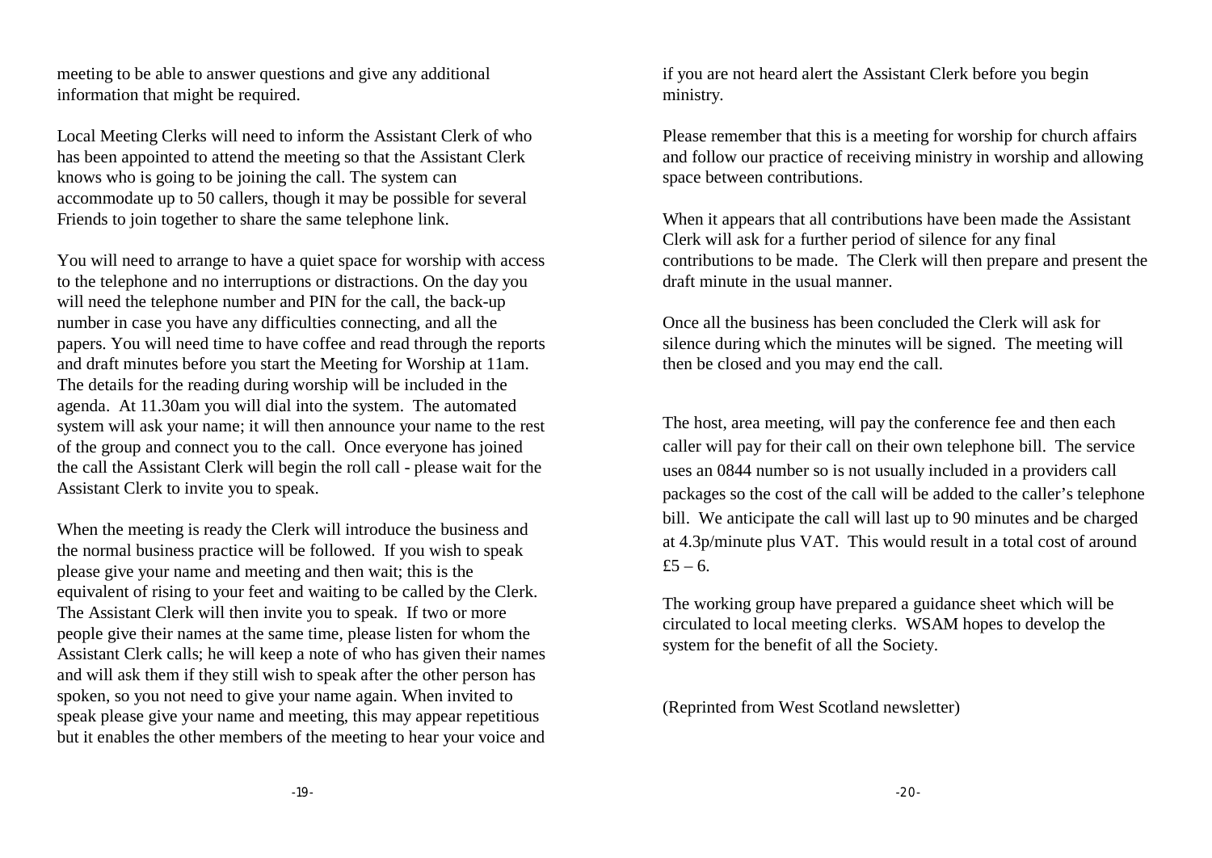meeting to be able to answer questions and give any additional information that might be required.

Local Meeting Clerks will need to inform the Assistant Clerk of who has been appointed to attend the meeting so that the Assistant Clerk knows who is going to be joining the call. The system can accommodate up to 50 callers, though it may be possible for several Friends to join together to share the same telephone link.

You will need to arrange to have a quiet space for worship with access to the telephone and no interruptions or distractions. On the day you will need the telephone number and PIN for the call, the back-up number in case you have any difficulties connecting, and all the papers. You will need time to have coffee and read through the reports and draft minutes before you start the Meeting for Worship at 11am. The details for the reading during worship will be included in the agenda. At 11.30am you will dial into the system. The automated system will ask your name; it will then announce your name to the rest of the group and connect you to the call. Once everyone has joined the call the Assistant Clerk will begin the roll call - please wait for the Assistant Clerk to invite you to speak.

When the meeting is ready the Clerk will introduce the business and the normal business practice will be followed. If you wish to speak please give your name and meeting and then wait; this is the equivalent of rising to your feet and waiting to be called by the Clerk. The Assistant Clerk will then invite you to speak. If two or more people give their names at the same time, please listen for whom the Assistant Clerk calls; he will keep a note of who has given their names and will ask them if they still wish to speak after the other person has spoken, so you not need to give your name again. When invited to speak please give your name and meeting, this may appear repetitious but it enables the other members of the meeting to hear your voice and if you are not heard alert the Assistant Clerk before you begin ministry.

Please remember that this is a meeting for worship for church affairs and follow our practice of receiving ministry in worship and allowing space between contributions.

When it appears that all contributions have been made the Assistant Clerk will ask for a further period of silence for any final contributions to be made. The Clerk will then prepare and present the draft minute in the usual manner.

Once all the business has been concluded the Clerk will ask for silence during which the minutes will be signed. The meeting will then be closed and you may end the call.

The host, area meeting, will pay the conference fee and then each caller will pay for their call on their own telephone bill. The service uses an 0844 number so is not usually included in a providers call packages so the cost of the call will be added to the caller's telephone bill. We anticipate the call will last up to 90 minutes and be charged at 4.3p/minute plus VAT. This would result in a total cost of around £5 – 6.

The working group have prepared a guidance sheet which will be circulated to local meeting clerks. WSAM hopes to develop the system for the benefit of all the Society.

(Reprinted from West Scotland newsletter)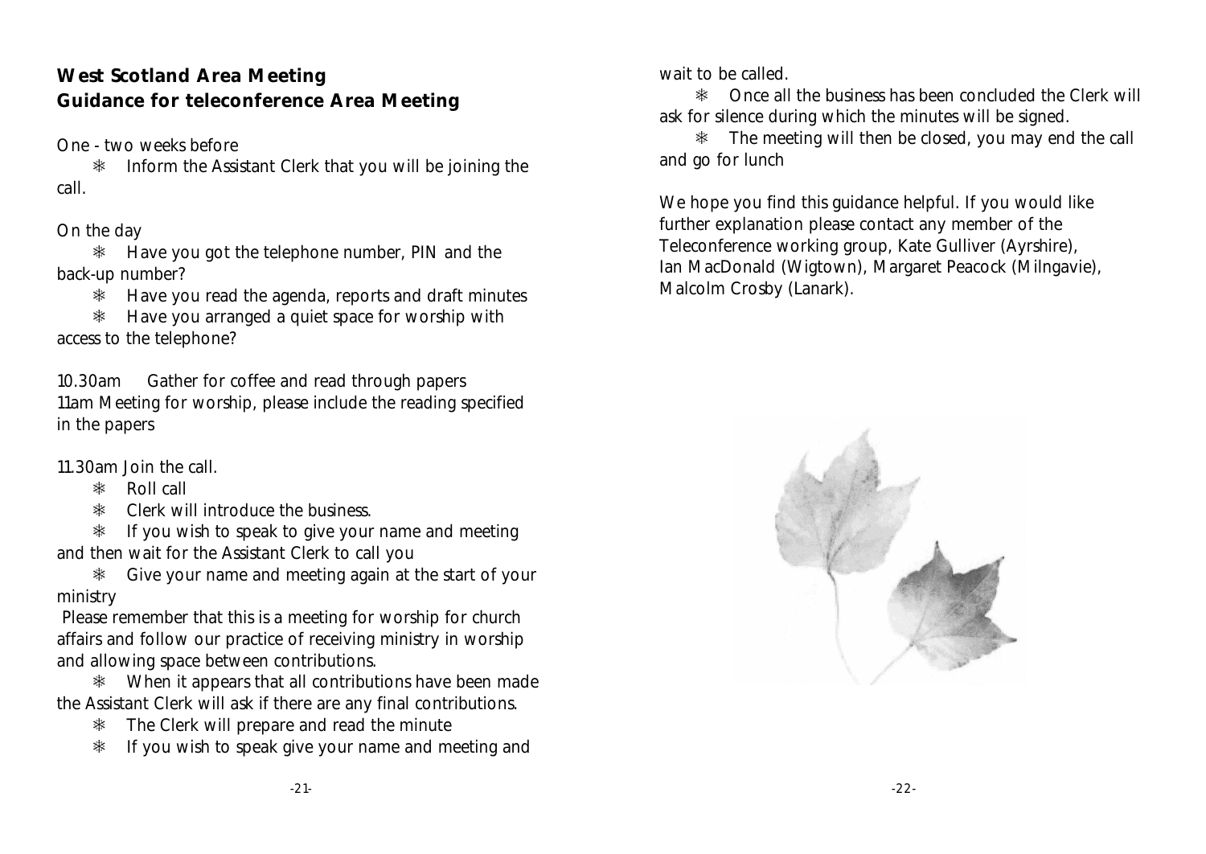**West Scotland Area Meeting**

**Guidance for teleconference Area Meeting**

One - two weeks before

- Inform the Assistant Clerk that you will be joining the call.

On the day

- Have you got the telephone number, PIN and the back-up number?
- Have you read the agenda, reports and draft minutes
- Have you arranged a quiet space for worship with access to the telephone?

10.30am Gather for coffee and read through papers
11am Meeting for worship, please include the reading specified in the papers

11.30am Join the call.

- Roll call
- Clerk will introduce the business.
- If you wish to speak to give your name and meeting and then wait for the Assistant Clerk to call you
- Give your name and meeting again at the start of your ministry

Please remember that this is a meeting for worship for church affairs and follow our practice of receiving ministry in worship and allowing space between contributions.

- When it appears that all contributions have been made the Assistant Clerk will ask if there are any final contributions.
- The Clerk will prepare and read the minute
- If you wish to speak give your name and meeting and wait to be called.
- Once all the business has been concluded the Clerk will ask for silence during which the minutes will be signed.
- The meeting will then be closed, you may end the call and go for lunch

We hope you find this guidance helpful. If you would like further explanation please contact any member of the Teleconference working group, Kate Gulliver (Ayrshire), Ian MacDonald (Wigtown), Margaret Peacock (Milngavie), Malcolm Crosby (Lanark).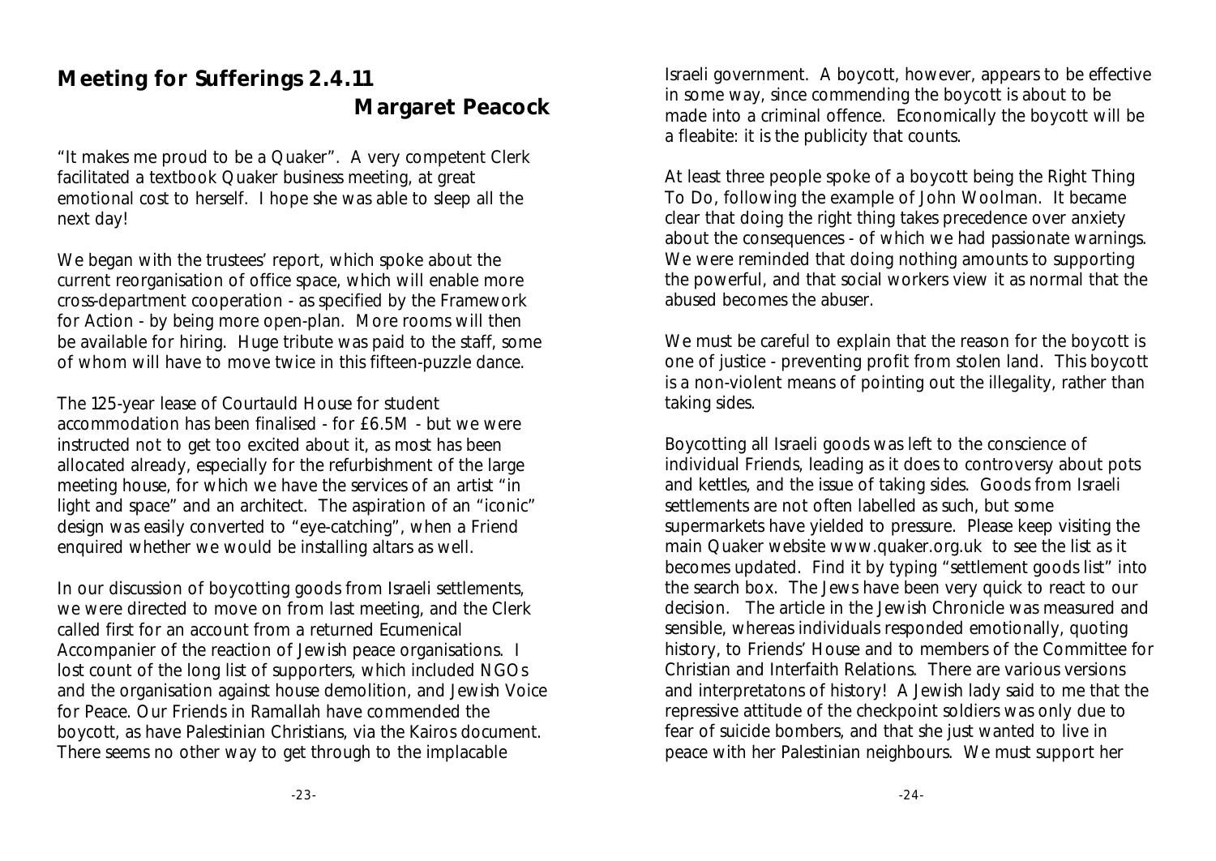## Meeting for Sufferings 2.4.11

**Margaret Peacock**

"It makes me proud to be a Quaker". A very competent Clerk facilitated a textbook Quaker business meeting, at great emotional cost to herself. I hope she was able to sleep all the next day!

We began with the trustees' report, which spoke about the current reorganisation of office space, which will enable more cross-department cooperation - as specified by the Framework for Action - by being more open-plan. More rooms will then be available for hiring. Huge tribute was paid to the staff, some of whom will have to move twice in this fifteen-puzzle dance.

The 125-year lease of Courtauld House for student accommodation has been finalised - for £6.5M - but we were instructed not to get too excited about it, as most has been allocated already, especially for the refurbishment of the large meeting house, for which we have the services of an artist "in light and space" and an architect. The aspiration of an "iconic" design was easily converted to "eye-catching", when a Friend enquired whether we would be installing altars as well.

In our discussion of boycotting goods from Israeli settlements, we were directed to move on from last meeting, and the Clerk called first for an account from a returned Ecumenical Accompanier of the reaction of Jewish peace organisations. I lost count of the long list of supporters, which included NGOs and the organisation against house demolition, and Jewish Voice for Peace. Our Friends in Ramallah have commended the boycott, as have Palestinian Christians, via the Kairos document. There seems no other way to get through to the implacable Israeli government. A boycott, however, appears to be effective in some way, since commending the boycott is about to be made into a criminal offence. Economically the boycott will be a fleabite: it is the publicity that counts.

At least three people spoke of a boycott being the Right Thing To Do, following the example of John Woolman. It became clear that doing the right thing takes precedence over anxiety about the consequences - of which we had passionate warnings. We were reminded that doing nothing amounts to supporting the powerful, and that social workers view it as normal that the abused becomes the abuser.

We must be careful to explain that the reason for the boycott is one of justice - preventing profit from stolen land. This boycott is a non-violent means of pointing out the illegality, rather than taking sides.

Boycotting all Israeli goods was left to the conscience of individual Friends, leading as it does to controversy about pots and kettles, and the issue of taking sides. Goods from Israeli settlements are not often labelled as such, but some supermarkets have yielded to pressure. Please keep visiting the main Quaker website www.quaker.org.uk to see the list as it becomes updated. Find it by typing "settlement goods list" into the search box. The Jews have been very quick to react to our decision. The article in the Jewish Chronicle was measured and sensible, whereas individuals responded emotionally, quoting history, to Friends' House and to members of the Committee for Christian and Interfaith Relations. There are various versions and interpretatons of history! A Jewish lady said to me that the repressive attitude of the checkpoint soldiers was only due to fear of suicide bombers, and that she just wanted to live in peace with her Palestinian neighbours. We must support her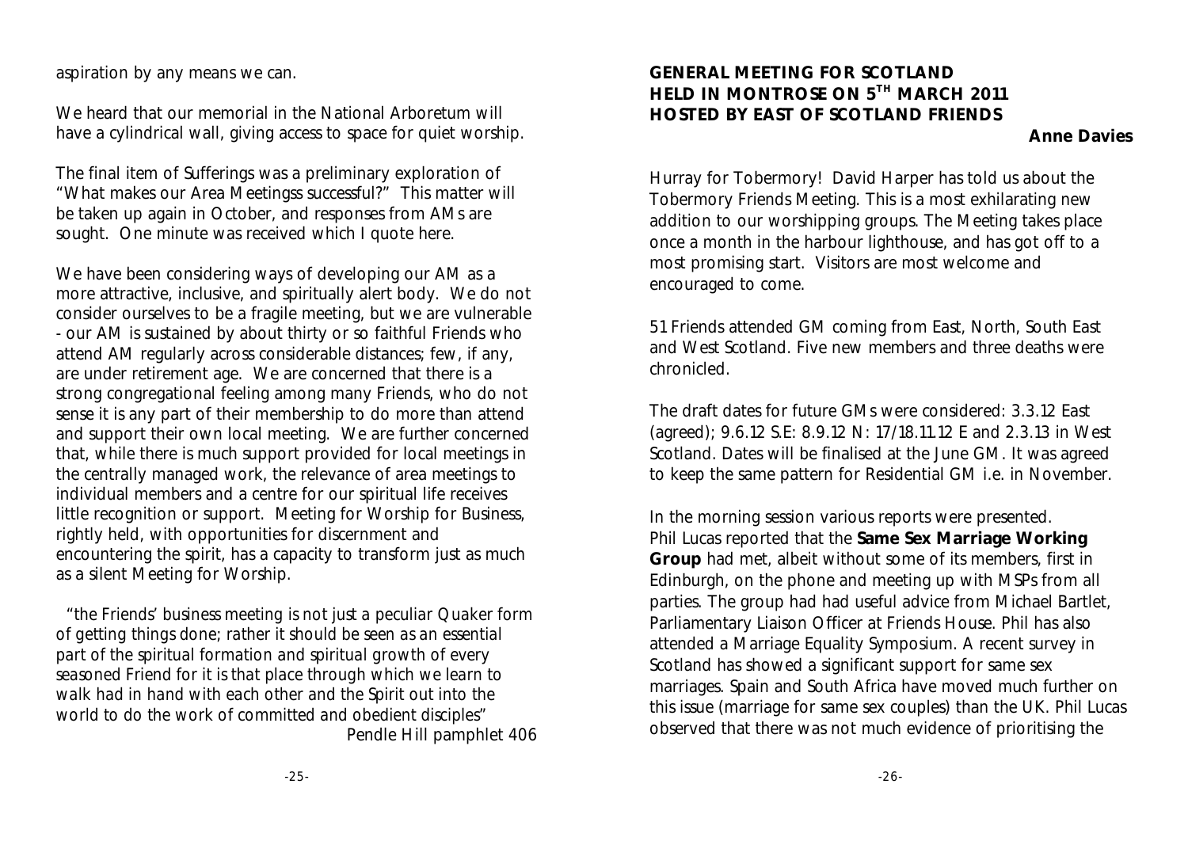aspiration by any means we can.

We heard that our memorial in the National Arboretum will have a cylindrical wall, giving access to space for quiet worship.

The final item of Sufferings was a preliminary exploration of "What makes our Area Meetingss successful?" This matter will be taken up again in October, and responses from AMs are sought. One minute was received which I quote here.

We have been considering ways of developing our AM as a more attractive, inclusive, and spiritually alert body. We do not consider ourselves to be a fragile meeting, but we are vulnerable - our AM is sustained by about thirty or so faithful Friends who attend AM regularly across considerable distances; few, if any, are under retirement age. We are concerned that there is a strong congregational feeling among many Friends, who do not sense it is any part of their membership to do more than attend and support their own local meeting. We are further concerned that, while there is much support provided for local meetings in the centrally managed work, the relevance of area meetings to individual members and a centre for our spiritual life receives little recognition or support. Meeting for Worship for Business, rightly held, with opportunities for discernment and encountering the spirit, has a capacity to transform just as much as a silent Meeting for Worship.

*"the Friends' business meeting is not just a peculiar Quaker form of getting things done; rather it should be seen as an essential part of the spiritual formation and spiritual growth of every seasoned Friend for it is that place through which we learn to walk had in hand with each other and the Spirit out into the world to do the work of committed and obedient disciples"*
Pendle Hill pamphlet 406

## GENERAL MEETING FOR SCOTLAND HELD IN MONTROSE ON 5TH MARCH 2011 HOSTED BY EAST OF SCOTLAND FRIENDS

**Anne Davies**

Hurray for Tobermory! David Harper has told us about the Tobermory Friends Meeting. This is a most exhilarating new addition to our worshipping groups. The Meeting takes place once a month in the harbour lighthouse, and has got off to a most promising start. Visitors are most welcome and encouraged to come.

51 Friends attended GM coming from East, North, South East and West Scotland. Five new members and three deaths were chronicled.

The draft dates for future GMs were considered: 3.3.12 East (agreed); 9.6.12 S.E: 8.9.12 N: 17/18.11.12 E and 2.3.13 in West Scotland. Dates will be finalised at the June GM. It was agreed to keep the same pattern for Residential GM i.e. in November.

In the morning session various reports were presented. Phil Lucas reported that the **Same Sex Marriage Working Group** had met, albeit without some of its members, first in Edinburgh, on the phone and meeting up with MSPs from all parties. The group had had useful advice from Michael Bartlet, Parliamentary Liaison Officer at Friends House. Phil has also attended a Marriage Equality Symposium. A recent survey in Scotland has showed a significant support for same sex marriages. Spain and South Africa have moved much further on this issue (marriage for same sex couples) than the UK. Phil Lucas observed that there was not much evidence of prioritising the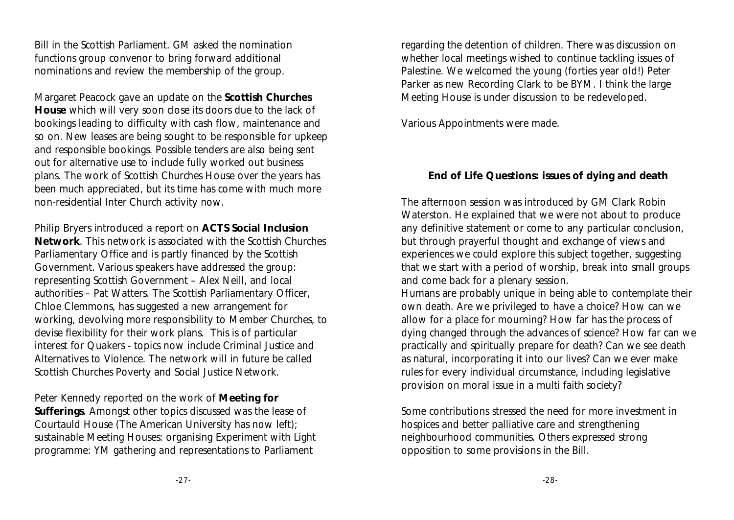Bill in the Scottish Parliament. GM asked the nomination functions group convenor to bring forward additional nominations and review the membership of the group.

Margaret Peacock gave an update on the **Scottish Churches House** which will very soon close its doors due to the lack of bookings leading to difficulty with cash flow, maintenance and so on. New leases are being sought to be responsible for upkeep and responsible bookings. Possible tenders are also being sent out for alternative use to include fully worked out business plans. The work of Scottish Churches House over the years has been much appreciated, but its time has come with much more non-residential Inter Church activity now.

Philip Bryers introduced a report on **ACTS Social Inclusion Network**. This network is associated with the Scottish Churches Parliamentary Office and is partly financed by the Scottish Government. Various speakers have addressed the group: representing Scottish Government – Alex Neill, and local authorities – Pat Watters. The Scottish Parliamentary Officer, Chloe Clemmons, has suggested a new arrangement for working, devolving more responsibility to Member Churches, to devise flexibility for their work plans. This is of particular interest for Quakers - topics now include Criminal Justice and Alternatives to Violence. The network will in future be called Scottish Churches Poverty and Social Justice Network.

Peter Kennedy reported on the work of **Meeting for Sufferings**. Amongst other topics discussed was the lease of Courtauld House (The American University has now left); sustainable Meeting Houses: organising Experiment with Light programme: YM gathering and representations to Parliament regarding the detention of children. There was discussion on whether local meetings wished to continue tackling issues of Palestine. We welcomed the young (forties year old!) Peter Parker as new Recording Clark to be BYM. I think the large Meeting House is under discussion to be redeveloped.

Various Appointments were made.

## End of Life Questions: issues of dying and death

The afternoon session was introduced by GM Clark Robin Waterston. He explained that we were not about to produce any definitive statement or come to any particular conclusion, but through prayerful thought and exchange of views and experiences we could explore this subject together, suggesting that we start with a period of worship, break into small groups and come back for a plenary session.

Humans are probably unique in being able to contemplate their own death. Are we privileged to have a choice? How can we allow for a place for mourning? How far has the process of dying changed through the advances of science? How far can we practically and spiritually prepare for death? Can we see death as natural, incorporating it into our lives? Can we ever make rules for every individual circumstance, including legislative provision on moral issue in a multi faith society?

Some contributions stressed the need for more investment in hospices and better palliative care and strengthening neighbourhood communities. Others expressed strong opposition to some provisions in the Bill.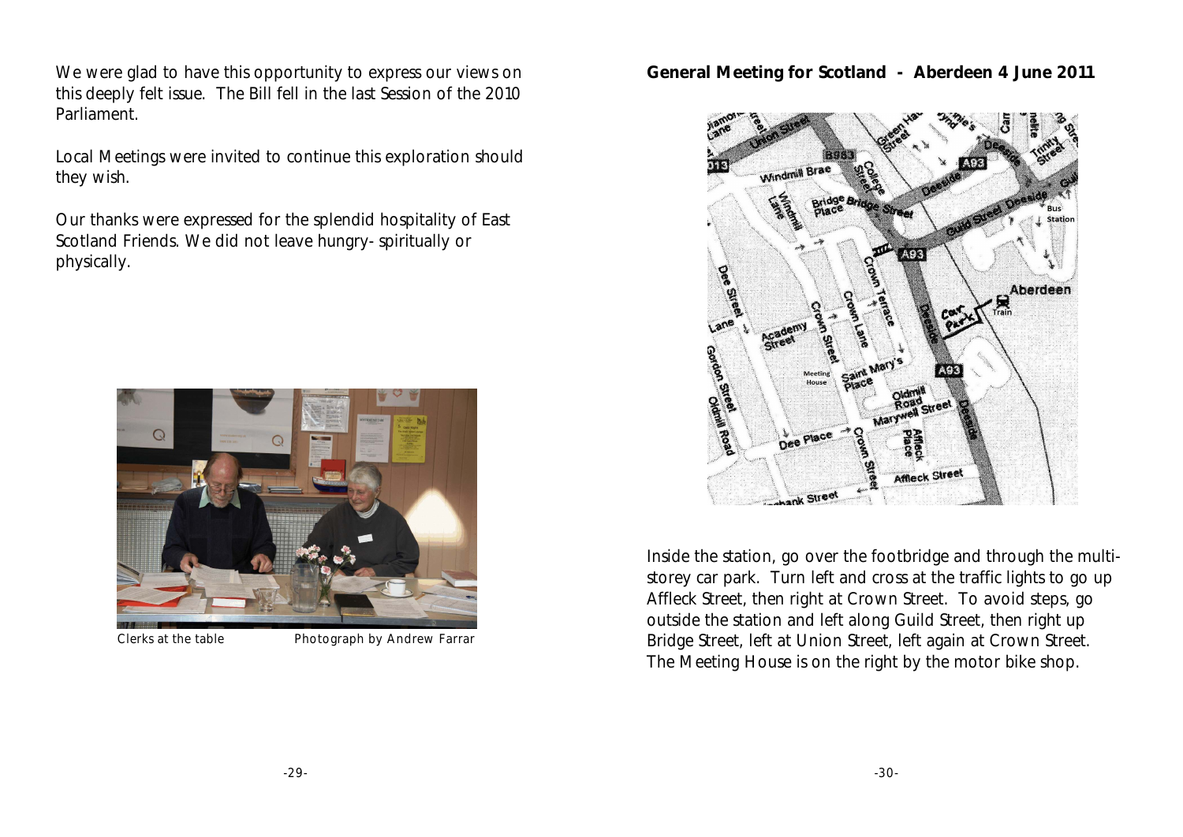We were glad to have this opportunity to express our views on this deeply felt issue. The Bill fell in the last Session of the 2010 Parliament.

Local Meetings were invited to continue this exploration should they wish.

Our thanks were expressed for the splendid hospitality of East Scotland Friends. We did not leave hungry- spiritually or physically.

Clerks at the table Photograph by Andrew Farrar

**General Meeting for Scotland - Aberdeen 4 June 2011**

Inside the station, go over the footbridge and through the multi-storey car park. Turn left and cross at the traffic lights to go up Affleck Street, then right at Crown Street. To avoid steps, go outside the station and left along Guild Street, then right up Bridge Street, left at Union Street, left again at Crown Street. The Meeting House is on the right by the motor bike shop.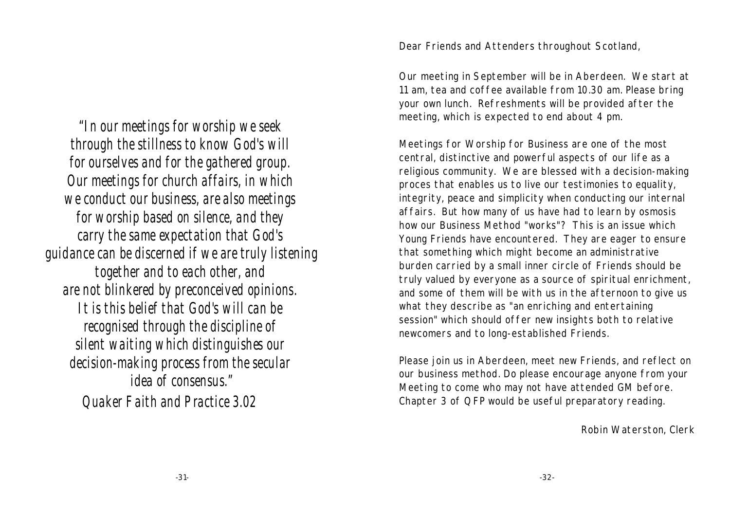*"In our meetings for worship we seek through the stillness to know God's will for ourselves and for the gathered group. Our meetings for church affairs, in which we conduct our business, are also meetings for worship based on silence, and they carry the same expectation that God's guidance can be discerned if we are truly listening together and to each other, and are not blinkered by preconceived opinions. It is this belief that God's will can be recognised through the discipline of silent waiting which distinguishes our decision-making process from the secular idea of consensus."*

*Quaker Faith and Practice 3.02*

Dear Friends and Attenders throughout Scotland,

Our meeting in September will be in Aberdeen. We start at 11 am, tea and coffee available from 10.30 am. Please bring your own lunch. Refreshments will be provided after the meeting, which is expected to end about 4 pm.

Meetings for Worship for Business are one of the most central, distinctive and powerful aspects of our life as a religious community. We are blessed with a decision-making proces that enables us to live our testimonies to equality, integrity, peace and simplicity when conducting our internal affairs. But how many of us have had to learn by osmosis how our Business Method "works"? This is an issue which Young Friends have encountered. They are eager to ensure that something which might become an administrative burden carried by a small inner circle of Friends should be truly valued by everyone as a source of spiritual enrichment, and some of them will be with us in the afternoon to give us what they describe as "an enriching and entertaining session" which should offer new insights both to relative newcomers and to long-established Friends.

Please join us in Aberdeen, meet new Friends, and reflect on our business method. Do please encourage anyone from your Meeting to come who may not have attended GM before. Chapter 3 of QFP would be useful preparatory reading.

Robin Waterston, Clerk